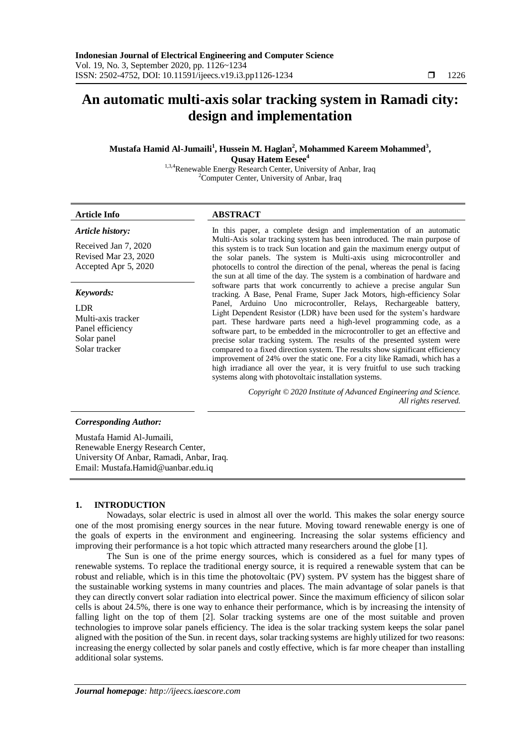# An automatic multi-axis solar tracking system in Ramadi city: design and implementation

**Mustafa Hamid Al-Jumaili[1], Hussein M. Haglan[2], Mohammed Kareem Mohammed[3], Qusay Hatem Eesee[4]**

[1,3,4]Renewable Energy Research Center, University of Anbar, Iraq
[2]Computer Center, University of Anbar, Iraq

## Article Info

*Article history:*

Received Jan 7, 2020
Revised Mar 23, 2020
Accepted Apr 5, 2020

*Keywords:*

LDR
Multi-axis tracker
Panel efficiency
Solar panel
Solar tracker

## ABSTRACT

In this paper, a complete design and implementation of an automatic Multi-Axis solar tracking system has been introduced. The main purpose of this system is to track Sun location and gain the maximum energy output of the solar panels. The system is Multi-axis using microcontroller and photocells to control the direction of the penal, whereas the penal is facing the sun at all time of the day. The system is a combination of hardware and software parts that work concurrently to achieve a precise angular Sun tracking. A Base, Penal Frame, Super Jack Motors, high-efficiency Solar Panel, Arduino Uno microcontroller, Relays, Rechargeable battery, Light Dependent Resistor (LDR) have been used for the system's hardware part. These hardware parts need a high-level programming code, as a software part, to be embedded in the microcontroller to get an effective and precise solar tracking system. The results of the presented system were compared to a fixed direction system. The results show significant efficiency improvement of 24% over the static one. For a city like Ramadi, which has a high irradiance all over the year, it is very fruitful to use such tracking systems along with photovoltaic installation systems.

*Copyright © 2020 Institute of Advanced Engineering and Science. All rights reserved.*

*Corresponding Author:*

Mustafa Hamid Al-Jumaili,
Renewable Energy Research Center,
University Of Anbar, Ramadi, Anbar, Iraq.
Email: Mustafa.Hamid@uanbar.edu.iq

## 1. INTRODUCTION

Nowadays, solar electric is used in almost all over the world. This makes the solar energy source one of the most promising energy sources in the near future. Moving toward renewable energy is one of the goals of experts in the environment and engineering. Increasing the solar systems efficiency and improving their performance is a hot topic which attracted many researchers around the globe [1].

The Sun is one of the prime energy sources, which is considered as a fuel for many types of renewable systems. To replace the traditional energy source, it is required a renewable system that can be robust and reliable, which is in this time the photovoltaic (PV) system. PV system has the biggest share of the sustainable working systems in many countries and places. The main advantage of solar panels is that they can directly convert solar radiation into electrical power. Since the maximum efficiency of silicon solar cells is about 24.5%, there is one way to enhance their performance, which is by increasing the intensity of falling light on the top of them [2]. Solar tracking systems are one of the most suitable and proven technologies to improve solar panels efficiency. The idea is the solar tracking system keeps the solar panel aligned with the position of the Sun. in recent days, solar tracking systems are highly utilized for two reasons: increasing the energy collected by solar panels and costly effective, which is far more cheaper than installing additional solar systems.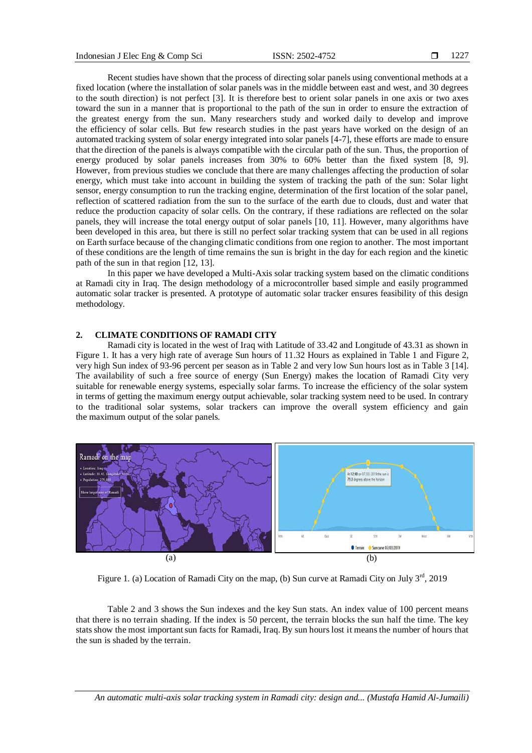Recent studies have shown that the process of directing solar panels using conventional methods at a fixed location (where the installation of solar panels was in the middle between east and west, and 30 degrees to the south direction) is not perfect [3]. It is therefore best to orient solar panels in one axis or two axes toward the sun in a manner that is proportional to the path of the sun in order to ensure the extraction of the greatest energy from the sun. Many researchers study and worked daily to develop and improve the efficiency of solar cells. But few research studies in the past years have worked on the design of an automated tracking system of solar energy integrated into solar panels [4-7], these efforts are made to ensure that the direction of the panels is always compatible with the circular path of the sun. Thus, the proportion of energy produced by solar panels increases from 30% to 60% better than the fixed system [8, 9]. However, from previous studies we conclude that there are many challenges affecting the production of solar energy, which must take into account in building the system of tracking the path of the sun: Solar light sensor, energy consumption to run the tracking engine, determination of the first location of the solar panel, reflection of scattered radiation from the sun to the surface of the earth due to clouds, dust and water that reduce the production capacity of solar cells. On the contrary, if these radiations are reflected on the solar panels, they will increase the total energy output of solar panels [10, 11]. However, many algorithms have been developed in this area, but there is still no perfect solar tracking system that can be used in all regions on Earth surface because of the changing climatic conditions from one region to another. The most important of these conditions are the length of time remains the sun is bright in the day for each region and the kinetic path of the sun in that region [12, 13].

In this paper we have developed a Multi-Axis solar tracking system based on the climatic conditions at Ramadi city in Iraq. The design methodology of a microcontroller based simple and easily programmed automatic solar tracker is presented. A prototype of automatic solar tracker ensures feasibility of this design methodology.

## 2. CLIMATE CONDITIONS OF RAMADI CITY

Ramadi city is located in the west of Iraq with Latitude of 33.42 and Longitude of 43.31 as shown in Figure 1. It has a very high rate of average Sun hours of 11.32 Hours as explained in Table 1 and Figure 2, very high Sun index of 93-96 percent per season as in Table 2 and very low Sun hours lost as in Table 3 [14]. The availability of such a free source of energy (Sun Energy) makes the location of Ramadi City very suitable for renewable energy systems, especially solar farms. To increase the efficiency of the solar system in terms of getting the maximum energy output achievable, solar tracking system need to be used. In contrary to the traditional solar systems, solar trackers can improve the overall system efficiency and gain the maximum output of the solar panels.

(a) (b)

Figure 1. (a) Location of Ramadi City on the map, (b) Sun curve at Ramadi City on July 3rd, 2019

Table 2 and 3 shows the Sun indexes and the key Sun stats. An index value of 100 percent means that there is no terrain shading. If the index is 50 percent, the terrain blocks the sun half the time. The key stats show the most important sun facts for Ramadi, Iraq. By sun hours lost it means the number of hours that the sun is shaded by the terrain.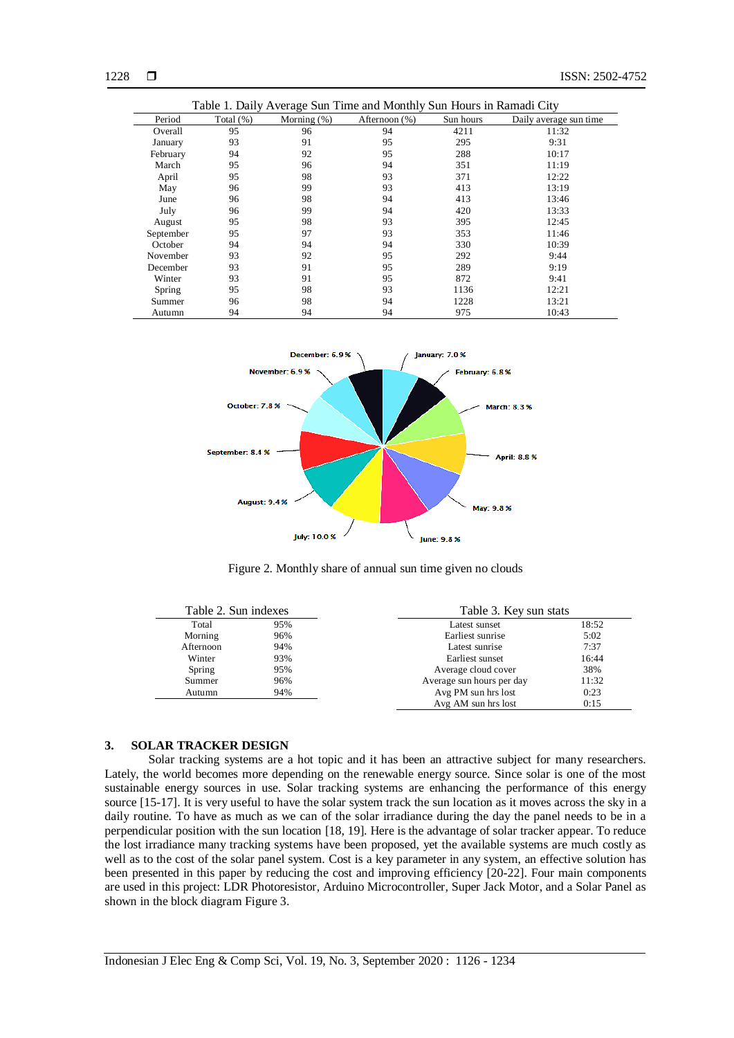Table 1. Daily Average Sun Time and Monthly Sun Hours in Ramadi City

| Period | Total (%) | Morning (%) | Afternoon (%) | Sun hours | Daily average sun time |
|---|---|---|---|---|---|
| Overall | 95 | 96 | 94 | 4211 | 11:32 |
| January | 93 | 91 | 95 | 295 | 9:31 |
| February | 94 | 92 | 95 | 288 | 10:17 |
| March | 95 | 96 | 94 | 351 | 11:19 |
| April | 95 | 98 | 93 | 371 | 12:22 |
| May | 96 | 99 | 93 | 413 | 13:19 |
| June | 96 | 98 | 94 | 413 | 13:46 |
| July | 96 | 99 | 94 | 420 | 13:33 |
| August | 95 | 98 | 93 | 395 | 12:45 |
| September | 95 | 97 | 93 | 353 | 11:46 |
| October | 94 | 94 | 94 | 330 | 10:39 |
| November | 93 | 92 | 95 | 292 | 9:44 |
| December | 93 | 91 | 95 | 289 | 9:19 |
| Winter | 93 | 91 | 95 | 872 | 9:41 |
| Spring | 95 | 98 | 93 | 1136 | 12:21 |
| Summer | 96 | 98 | 94 | 1228 | 13:21 |
| Autumn | 94 | 94 | 94 | 975 | 10:43 |

Figure 2. Monthly share of annual sun time given no clouds

Table 2. Sun indexes

| | |
|---|---|
| Total | 95% |
| Morning | 96% |
| Afternoon | 94% |
| Winter | 93% |
| Spring | 95% |
| Summer | 96% |
| Autumn | 94% |

Table 3. Key sun stats

| | |
|---|---|
| Latest sunset | 18:52 |
| Earliest sunrise | 5:02 |
| Latest sunrise | 7:37 |
| Earliest sunset | 16:44 |
| Average cloud cover | 38% |
| Average sun hours per day | 11:32 |
| Avg PM sun hrs lost | 0:23 |
| Avg AM sun hrs lost | 0:15 |

## 3. SOLAR TRACKER DESIGN

Solar tracking systems are a hot topic and it has been an attractive subject for many researchers. Lately, the world becomes more depending on the renewable energy source. Since solar is one of the most sustainable energy sources in use. Solar tracking systems are enhancing the performance of this energy source [15-17]. It is very useful to have the solar system track the sun location as it moves across the sky in a daily routine. To have as much as we can of the solar irradiance during the day the panel needs to be in a perpendicular position with the sun location [18, 19]. Here is the advantage of solar tracker appear. To reduce the lost irradiance many tracking systems have been proposed, yet the available systems are much costly as well as to the cost of the solar panel system. Cost is a key parameter in any system, an effective solution has been presented in this paper by reducing the cost and improving efficiency [20-22]. Four main components are used in this project: LDR Photoresistor, Arduino Microcontroller, Super Jack Motor, and a Solar Panel as shown in the block diagram Figure 3.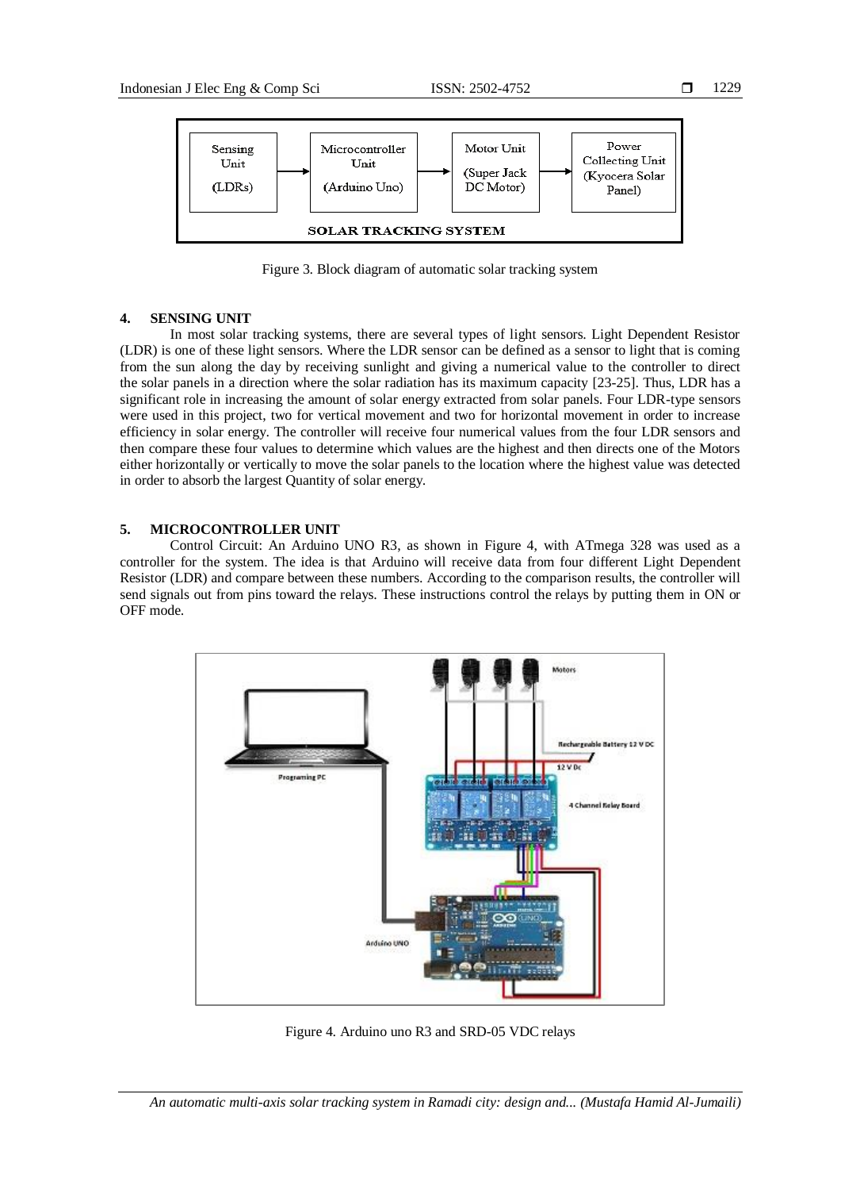Figure 3. Block diagram of automatic solar tracking system

## 4. SENSING UNIT

In most solar tracking systems, there are several types of light sensors. Light Dependent Resistor (LDR) is one of these light sensors. Where the LDR sensor can be defined as a sensor to light that is coming from the sun along the day by receiving sunlight and giving a numerical value to the controller to direct the solar panels in a direction where the solar radiation has its maximum capacity [23-25]. Thus, LDR has a significant role in increasing the amount of solar energy extracted from solar panels. Four LDR-type sensors were used in this project, two for vertical movement and two for horizontal movement in order to increase efficiency in solar energy. The controller will receive four numerical values from the four LDR sensors and then compare these four values to determine which values are the highest and then directs one of the Motors either horizontally or vertically to move the solar panels to the location where the highest value was detected in order to absorb the largest Quantity of solar energy.

## 5. MICROCONTROLLER UNIT

Control Circuit: An Arduino UNO R3, as shown in Figure 4, with ATmega 328 was used as a controller for the system. The idea is that Arduino will receive data from four different Light Dependent Resistor (LDR) and compare between these numbers. According to the comparison results, the controller will send signals out from pins toward the relays. These instructions control the relays by putting them in ON or OFF mode.

Figure 4. Arduino uno R3 and SRD-05 VDC relays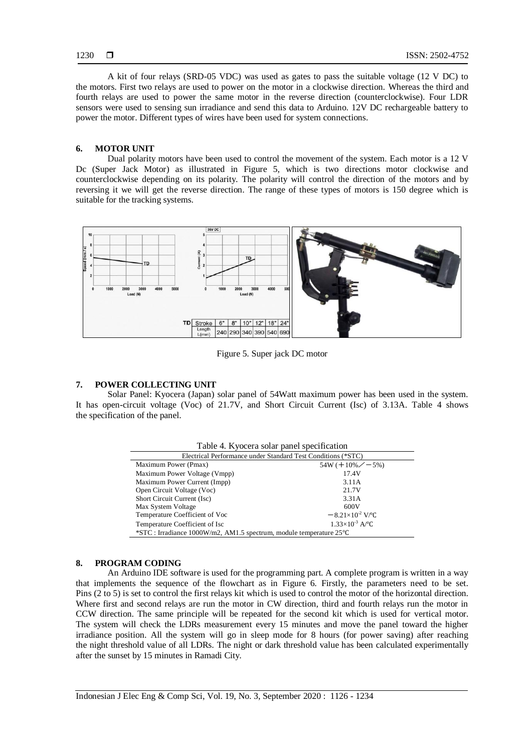A kit of four relays (SRD-05 VDC) was used as gates to pass the suitable voltage (12 V DC) to the motors. First two relays are used to power on the motor in a clockwise direction. Whereas the third and fourth relays are used to power the same motor in the reverse direction (counterclockwise). Four LDR sensors were used to sensing sun irradiance and send this data to Arduino. 12V DC rechargeable battery to power the motor. Different types of wires have been used for system connections.

## 6. MOTOR UNIT

Dual polarity motors have been used to control the movement of the system. Each motor is a 12 V Dc (Super Jack Motor) as illustrated in Figure 5, which is two directions motor clockwise and counterclockwise depending on its polarity. The polarity will control the direction of the motors and by reversing it we will get the reverse direction. The range of these types of motors is 150 degree which is suitable for the tracking systems.

Figure 5. Super jack DC motor

## 7. POWER COLLECTING UNIT

Solar Panel: Kyocera (Japan) solar panel of 54Watt maximum power has been used in the system. It has open-circuit voltage (Voc) of 21.7V, and Short Circuit Current (Isc) of 3.13A. Table 4 shows the specification of the panel.

Table 4. Kyocera solar panel specification

| Electrical Performance under Standard Test Conditions (*STC) | |
|---|---|
| Maximum Power (Pmax) | 54W (+10%／−5%) |
| Maximum Power Voltage (Vmpp) | 17.4V |
| Maximum Power Current (Impp) | 3.11A |
| Open Circuit Voltage (Voc) | 21.7V |
| Short Circuit Current (Isc) | 3.31A |
| Max System Voltage | 600V |
| Temperature Coefficient of Voc | $-8.21\times10^{-2}$ V/℃ |
| Temperature Coefficient of Isc | $1.33\times10^{-3}$ A/℃ |
| *STC : Irradiance 1000W/m2, AM1.5 spectrum, module temperature 25℃ | |

## 8. PROGRAM CODING

An Arduino IDE software is used for the programming part. A complete program is written in a way that implements the sequence of the flowchart as in Figure 6. Firstly, the parameters need to be set. Pins (2 to 5) is set to control the first relays kit which is used to control the motor of the horizontal direction. Where first and second relays are run the motor in CW direction, third and fourth relays run the motor in CCW direction. The same principle will be repeated for the second kit which is used for vertical motor. The system will check the LDRs measurement every 15 minutes and move the panel toward the higher irradiance position. All the system will go in sleep mode for 8 hours (for power saving) after reaching the night threshold value of all LDRs. The night or dark threshold value has been calculated experimentally after the sunset by 15 minutes in Ramadi City.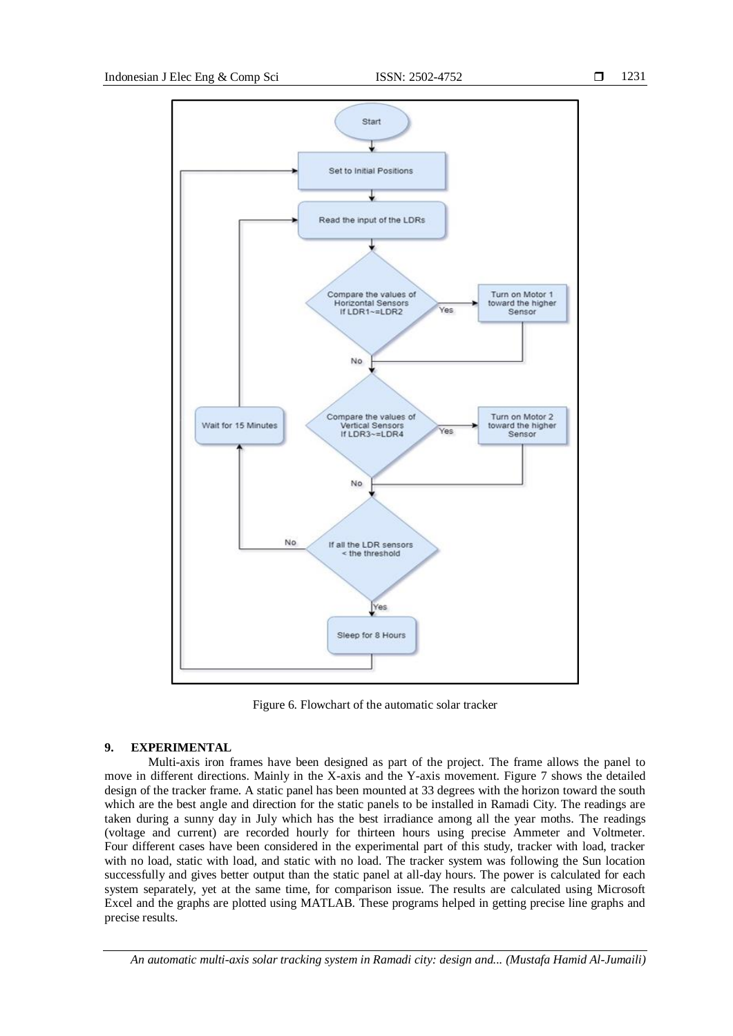Figure 6. Flowchart of the automatic solar tracker

## 9. EXPERIMENTAL

Multi-axis iron frames have been designed as part of the project. The frame allows the panel to move in different directions. Mainly in the X-axis and the Y-axis movement. Figure 7 shows the detailed design of the tracker frame. A static panel has been mounted at 33 degrees with the horizon toward the south which are the best angle and direction for the static panels to be installed in Ramadi City. The readings are taken during a sunny day in July which has the best irradiance among all the year moths. The readings (voltage and current) are recorded hourly for thirteen hours using precise Ammeter and Voltmeter. Four different cases have been considered in the experimental part of this study, tracker with load, tracker with no load, static with load, and static with no load. The tracker system was following the Sun location successfully and gives better output than the static panel at all-day hours. The power is calculated for each system separately, yet at the same time, for comparison issue. The results are calculated using Microsoft Excel and the graphs are plotted using MATLAB. These programs helped in getting precise line graphs and precise results.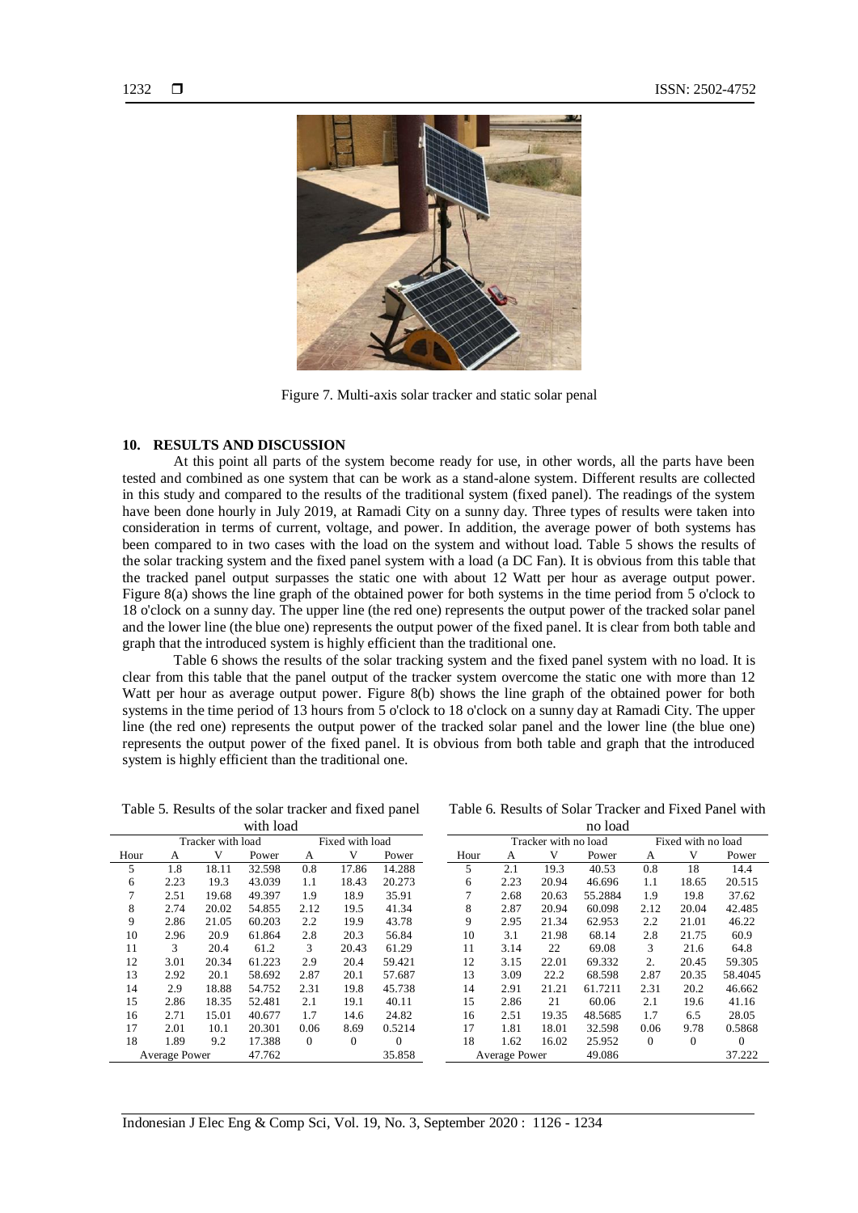Figure 7. Multi-axis solar tracker and static solar penal

## 10. RESULTS AND DISCUSSION

At this point all parts of the system become ready for use, in other words, all the parts have been tested and combined as one system that can be work as a stand-alone system. Different results are collected in this study and compared to the results of the traditional system (fixed panel). The readings of the system have been done hourly in July 2019, at Ramadi City on a sunny day. Three types of results were taken into consideration in terms of current, voltage, and power. In addition, the average power of both systems has been compared to in two cases with the load on the system and without load. Table 5 shows the results of the solar tracking system and the fixed panel system with a load (a DC Fan). It is obvious from this table that the tracked panel output surpasses the static one with about 12 Watt per hour as average output power. Figure 8(a) shows the line graph of the obtained power for both systems in the time period from 5 o'clock to 18 o'clock on a sunny day. The upper line (the red one) represents the output power of the tracked solar panel and the lower line (the blue one) represents the output power of the fixed panel. It is clear from both table and graph that the introduced system is highly efficient than the traditional one.

Table 6 shows the results of the solar tracking system and the fixed panel system with no load. It is clear from this table that the panel output of the tracker system overcome the static one with more than 12 Watt per hour as average output power. Figure 8(b) shows the line graph of the obtained power for both systems in the time period of 13 hours from 5 o'clock to 18 o'clock on a sunny day at Ramadi City. The upper line (the red one) represents the output power of the tracked solar panel and the lower line (the blue one) represents the output power of the fixed panel. It is obvious from both table and graph that the introduced system is highly efficient than the traditional one.

Table 5. Results of the solar tracker and fixed panel with load

| | Tracker with load | | | Fixed with load | | |
|---|---|---|---|---|---|---|
| Hour | A | V | Power | A | V | Power |
| 5 | 1.8 | 18.11 | 32.598 | 0.8 | 17.86 | 14.288 |
| 6 | 2.23 | 19.3 | 43.039 | 1.1 | 18.43 | 20.273 |
| 7 | 2.51 | 19.68 | 49.397 | 1.9 | 18.9 | 35.91 |
| 8 | 2.74 | 20.02 | 54.855 | 2.12 | 19.5 | 41.34 |
| 9 | 2.86 | 21.05 | 60.203 | 2.2 | 19.9 | 43.78 |
| 10 | 2.96 | 20.9 | 61.864 | 2.8 | 20.3 | 56.84 |
| 11 | 3 | 20.4 | 61.2 | 3 | 20.43 | 61.29 |
| 12 | 3.01 | 20.34 | 61.223 | 2.9 | 20.4 | 59.421 |
| 13 | 2.92 | 20.1 | 58.692 | 2.87 | 20.1 | 57.687 |
| 14 | 2.9 | 18.88 | 54.752 | 2.31 | 19.8 | 45.738 |
| 15 | 2.86 | 18.35 | 52.481 | 2.1 | 19.1 | 40.11 |
| 16 | 2.71 | 15.01 | 40.677 | 1.7 | 14.6 | 24.82 |
| 17 | 2.01 | 10.1 | 20.301 | 0.06 | 8.69 | 0.5214 |
| 18 | 1.89 | 9.2 | 17.388 | 0 | 0 | 0 |
| Average Power | | | 47.762 | | | 35.858 |

Table 6. Results of Solar Tracker and Fixed Panel with no load

| | Tracker with no load | | | Fixed with no load | | |
|---|---|---|---|---|---|---|
| Hour | A | V | Power | A | V | Power |
| 5 | 2.1 | 19.3 | 40.53 | 0.8 | 18 | 14.4 |
| 6 | 2.23 | 20.94 | 46.696 | 1.1 | 18.65 | 20.515 |
| 7 | 2.68 | 20.63 | 55.2884 | 1.9 | 19.8 | 37.62 |
| 8 | 2.87 | 20.94 | 60.098 | 2.12 | 20.04 | 42.485 |
| 9 | 2.95 | 21.34 | 62.953 | 2.2 | 21.01 | 46.22 |
| 10 | 3.1 | 21.98 | 68.14 | 2.8 | 21.75 | 60.9 |
| 11 | 3.14 | 22 | 69.08 | 3 | 21.6 | 64.8 |
| 12 | 3.15 | 22.01 | 69.332 | 2. | 20.45 | 59.305 |
| 13 | 3.09 | 22.2 | 68.598 | 2.87 | 20.35 | 58.4045 |
| 14 | 2.91 | 21.21 | 61.7211 | 2.31 | 20.2 | 46.662 |
| 15 | 2.86 | 21 | 60.06 | 2.1 | 19.6 | 41.16 |
| 16 | 2.51 | 19.35 | 48.5685 | 1.7 | 6.5 | 28.05 |
| 17 | 1.81 | 18.01 | 32.598 | 0.06 | 9.78 | 0.5868 |
| 18 | 1.62 | 16.02 | 25.952 | 0 | 0 | 0 |
| Average Power | | | 49.086 | | | 37.222 |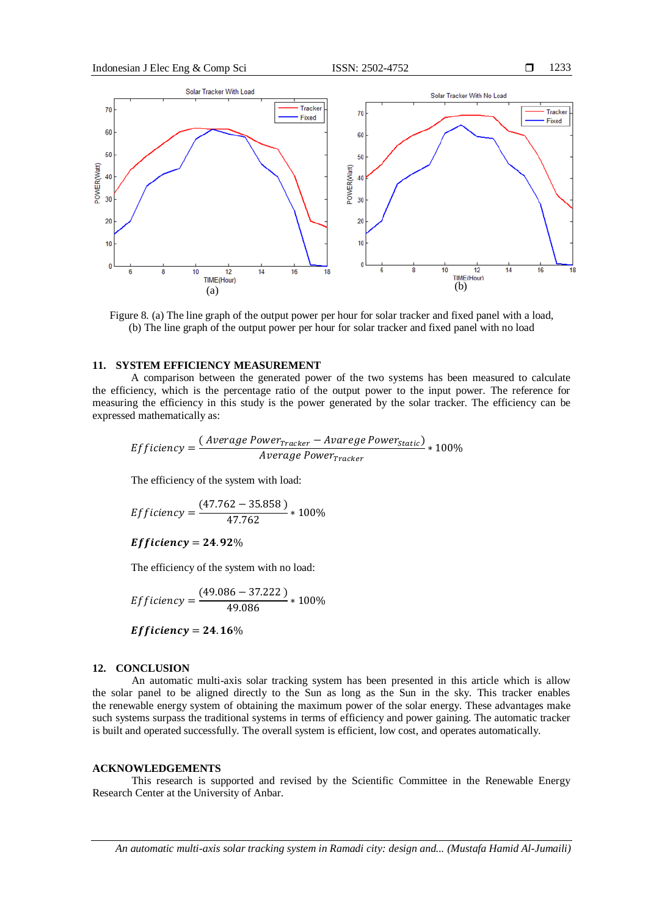Figure 8. (a) The line graph of the output power per hour for solar tracker and fixed panel with a load, (b) The line graph of the output power per hour for solar tracker and fixed panel with no load

## 11. SYSTEM EFFICIENCY MEASUREMENT

A comparison between the generated power of the two systems has been measured to calculate the efficiency, which is the percentage ratio of the output power to the input power. The reference for measuring the efficiency in this study is the power generated by the solar tracker. The efficiency can be expressed mathematically as:

$$Efficiency = \frac{(\,Average\ Power_{Tracker} - Avarege\ Power_{Static})}{Average\ Power_{Tracker}} * 100\%$$

The efficiency of the system with load:

$$Efficiency = \frac{(47.762 - 35.858\,)}{47.762} * 100\%$$

$$\boldsymbol{Efficiency = 24.92\%}$$

The efficiency of the system with no load:

$$Efficiency = \frac{(49.086 - 37.222\,)}{49.086} * 100\%$$

$$\boldsymbol{Efficiency = 24.16\%}$$

## 12. CONCLUSION

An automatic multi-axis solar tracking system has been presented in this article which is allow the solar panel to be aligned directly to the Sun as long as the Sun in the sky. This tracker enables the renewable energy system of obtaining the maximum power of the solar energy. These advantages make such systems surpass the traditional systems in terms of efficiency and power gaining. The automatic tracker is built and operated successfully. The overall system is efficient, low cost, and operates automatically.

## ACKNOWLEDGEMENTS

This research is supported and revised by the Scientific Committee in the Renewable Energy Research Center at the University of Anbar.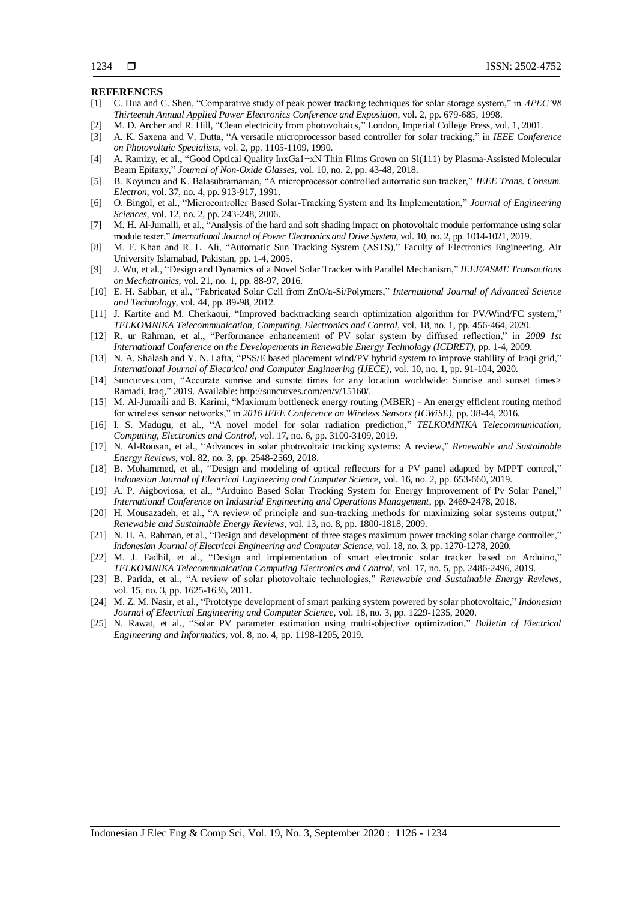**REFERENCES**

[1] C. Hua and C. Shen, "Comparative study of peak power tracking techniques for solar storage system," in *APEC'98 Thirteenth Annual Applied Power Electronics Conference and Exposition*, vol. 2, pp. 679-685, 1998.

[2] M. D. Archer and R. Hill, "Clean electricity from photovoltaics," London, Imperial College Press, vol. 1, 2001.

[3] A. K. Saxena and V. Dutta, "A versatile microprocessor based controller for solar tracking," in *IEEE Conference on Photovoltaic Specialists*, vol. 2, pp. 1105-1109, 1990.

[4] A. Ramizy, et al., "Good Optical Quality InxGa1−xN Thin Films Grown on Si(111) by Plasma-Assisted Molecular Beam Epitaxy," *Journal of Non-Oxide Glasses*, vol. 10, no. 2, pp. 43-48, 2018.

[5] B. Koyuncu and K. Balasubramanian, "A microprocessor controlled automatic sun tracker," *IEEE Trans. Consum. Electron*, vol. 37, no. 4, pp. 913-917, 1991.

[6] O. Bingöl, et al., "Microcontroller Based Solar-Tracking System and Its Implementation," *Journal of Engineering Sciences*, vol. 12, no. 2, pp. 243-248, 2006.

[7] M. H. Al-Jumaili, et al., "Analysis of the hard and soft shading impact on photovoltaic module performance using solar module tester," *International Journal of Power Electronics and Drive System*, vol. 10, no. 2, pp. 1014-1021, 2019.

[8] M. F. Khan and R. L. Ali, "Automatic Sun Tracking System (ASTS)," Faculty of Electronics Engineering, Air University Islamabad, Pakistan, pp. 1-4, 2005.

[9] J. Wu, et al., "Design and Dynamics of a Novel Solar Tracker with Parallel Mechanism," *IEEE/ASME Transactions on Mechatronics*, vol. 21, no. 1, pp. 88-97, 2016.

[10] E. H. Sabbar, et al., "Fabricated Solar Cell from ZnO/a-Si/Polymers," *International Journal of Advanced Science and Technology*, vol. 44, pp. 89-98, 2012.

[11] J. Kartite and M. Cherkaoui, "Improved backtracking search optimization algorithm for PV/Wind/FC system," *TELKOMNIKA Telecommunication, Computing, Electronics and Control*, vol. 18, no. 1, pp. 456-464, 2020.

[12] R. ur Rahman, et al., "Performance enhancement of PV solar system by diffused reflection," in *2009 1st International Conference on the Developements in Renewable Energy Technology (ICDRET)*, pp. 1-4, 2009.

[13] N. A. Shalash and Y. N. Lafta, "PSS/E based placement wind/PV hybrid system to improve stability of Iraqi grid," *International Journal of Electrical and Computer Engineering (IJECE)*, vol. 10, no. 1, pp. 91-104, 2020.

[14] Suncurves.com, "Accurate sunrise and sunsite times for any location worldwide: Sunrise and sunset times> Ramadi, Iraq," 2019. Available: http://suncurves.com/en/v/15160/.

[15] M. Al-Jumaili and B. Karimi, "Maximum bottleneck energy routing (MBER) - An energy efficient routing method for wireless sensor networks," in *2016 IEEE Conference on Wireless Sensors (ICWiSE)*, pp. 38-44, 2016.

[16] I. S. Madugu, et al., "A novel model for solar radiation prediction," *TELKOMNIKA Telecommunication, Computing, Electronics and Control*, vol. 17, no. 6, pp. 3100-3109, 2019.

[17] N. Al-Rousan, et al., "Advances in solar photovoltaic tracking systems: A review," *Renewable and Sustainable Energy Reviews*, vol. 82, no. 3, pp. 2548-2569, 2018.

[18] B. Mohammed, et al., "Design and modeling of optical reflectors for a PV panel adapted by MPPT control," *Indonesian Journal of Electrical Engineering and Computer Science*, vol. 16, no. 2, pp. 653-660, 2019.

[19] A. P. Aigboviosa, et al., "Arduino Based Solar Tracking System for Energy Improvement of Pv Solar Panel," *International Conference on Industrial Engineering and Operations Management*, pp. 2469-2478, 2018.

[20] H. Mousazadeh, et al., "A review of principle and sun-tracking methods for maximizing solar systems output," *Renewable and Sustainable Energy Reviews*, vol. 13, no. 8, pp. 1800-1818, 2009.

[21] N. H. A. Rahman, et al., "Design and development of three stages maximum power tracking solar charge controller," *Indonesian Journal of Electrical Engineering and Computer Science*, vol. 18, no. 3, pp. 1270-1278, 2020.

[22] M. J. Fadhil, et al., "Design and implementation of smart electronic solar tracker based on Arduino," *TELKOMNIKA Telecommunication Computing Electronics and Control*, vol. 17, no. 5, pp. 2486-2496, 2019.

[23] B. Parida, et al., "A review of solar photovoltaic technologies," *Renewable and Sustainable Energy Reviews*, vol. 15, no. 3, pp. 1625-1636, 2011.

[24] M. Z. M. Nasir, et al., "Prototype development of smart parking system powered by solar photovoltaic," *Indonesian Journal of Electrical Engineering and Computer Science*, vol. 18, no. 3, pp. 1229-1235, 2020.

[25] N. Rawat, et al., "Solar PV parameter estimation using multi-objective optimization," *Bulletin of Electrical Engineering and Informatics*, vol. 8, no. 4, pp. 1198-1205, 2019.